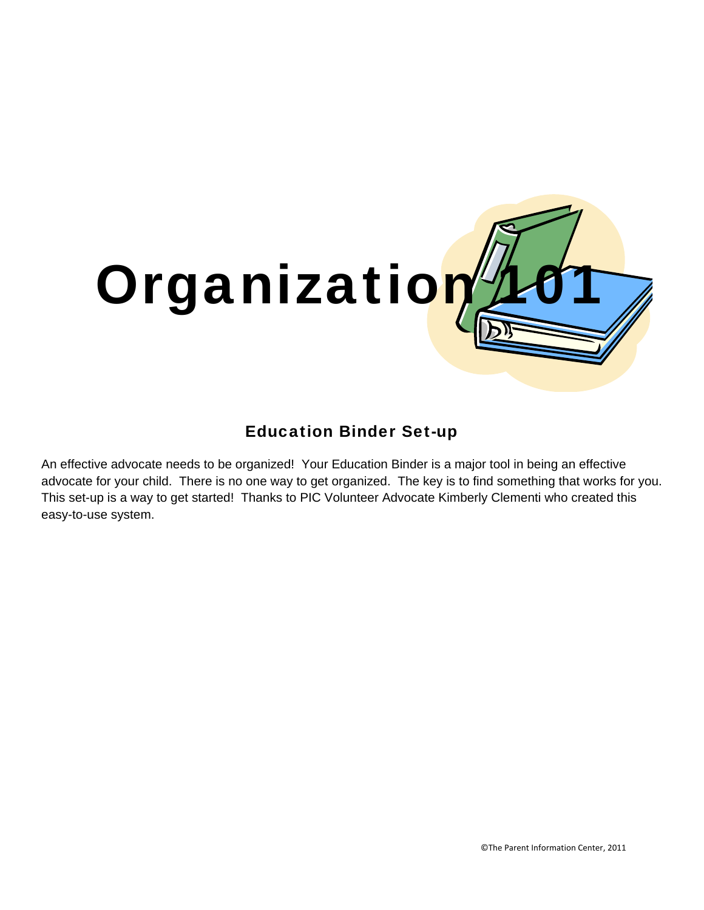# Organization 101

## Education Binder Set-up

An effective advocate needs to be organized! Your Education Binder is a major tool in being an effective advocate for your child. There is no one way to get organized. The key is to find something that works for you. This set-up is a way to get started! Thanks to PIC Volunteer Advocate Kimberly Clementi who created this easy-to-use system.

©The Parent Information Center, 2011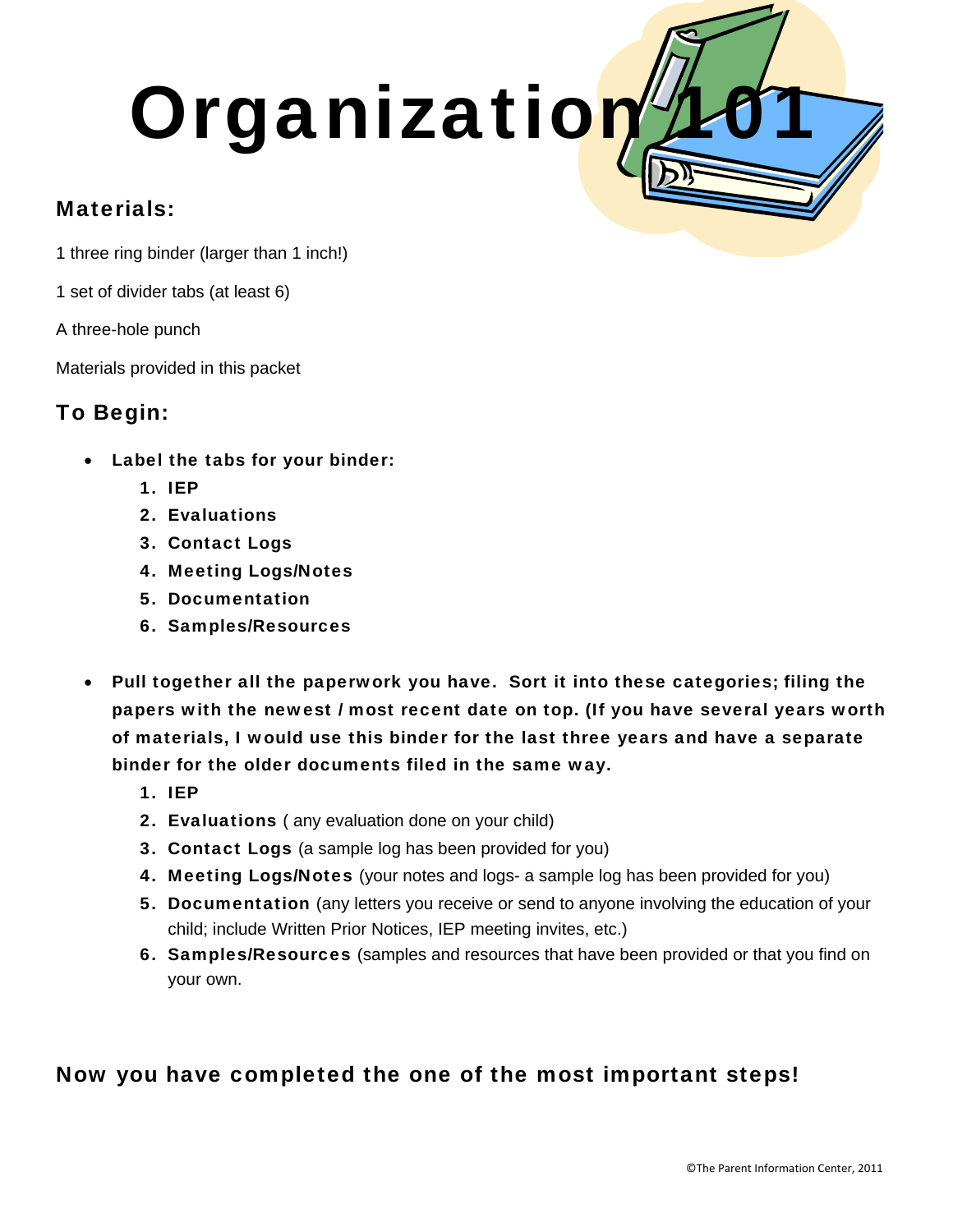# Organization 101

## Materials:

1 three ring binder (larger than 1 inch!)

1 set of divider tabs (at least 6)

A three-hole punch

Materials provided in this packet

## To Begin:

- **Label the tabs for your binder:**
  1. **IEP**
  2. **Evaluations**
  3. **Contact Logs**
  4. **Meeting Logs/Notes**
  5. **Documentation**
  6. **Samples/Resources**

- **Pull together all the paperwork you have. Sort it into these categories; filing the papers with the newest / most recent date on top. (If you have several years worth of materials, I would use this binder for the last three years and have a separate binder for the older documents filed in the same way.**
  1. **IEP**
  2. **Evaluations** ( any evaluation done on your child)
  3. **Contact Logs** (a sample log has been provided for you)
  4. **Meeting Logs/Notes** (your notes and logs- a sample log has been provided for you)
  5. **Documentation** (any letters you receive or send to anyone involving the education of your child; include Written Prior Notices, IEP meeting invites, etc.)
  6. **Samples/Resources** (samples and resources that have been provided or that you find on your own.

**Now you have completed the one of the most important steps!**

©The Parent Information Center, 2011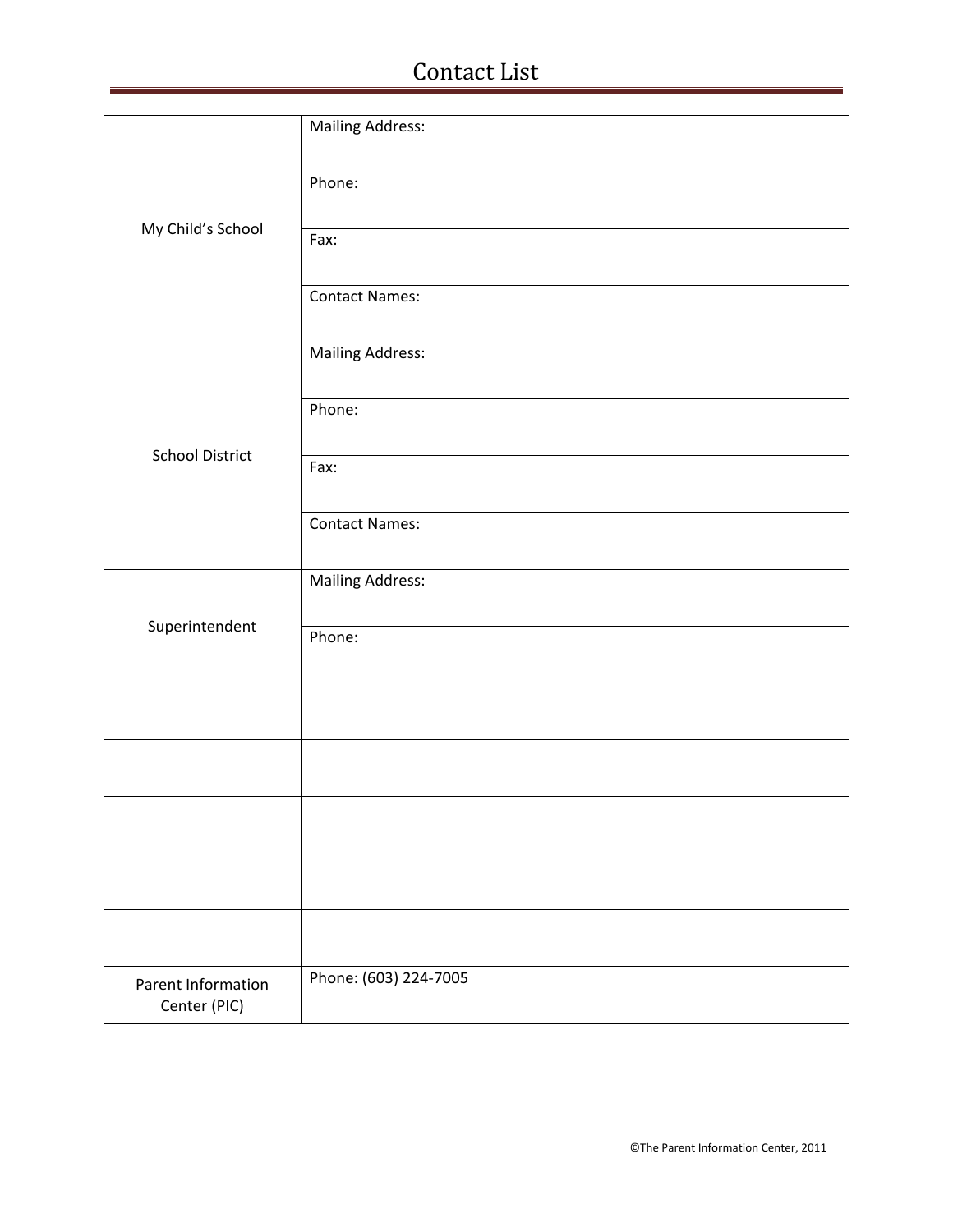# Contact List

| | |
|---|---|
| My Child's School | Mailing Address: |
| | Phone: |
| | Fax: |
| | Contact Names: |
| School District | Mailing Address: |
| | Phone: |
| | Fax: |
| | Contact Names: |
| Superintendent | Mailing Address: |
| | Phone: |
| | |
| | |
| | |
| | |
| | |
| Parent Information Center (PIC) | Phone: (603) 224-7005 |

©The Parent Information Center, 2011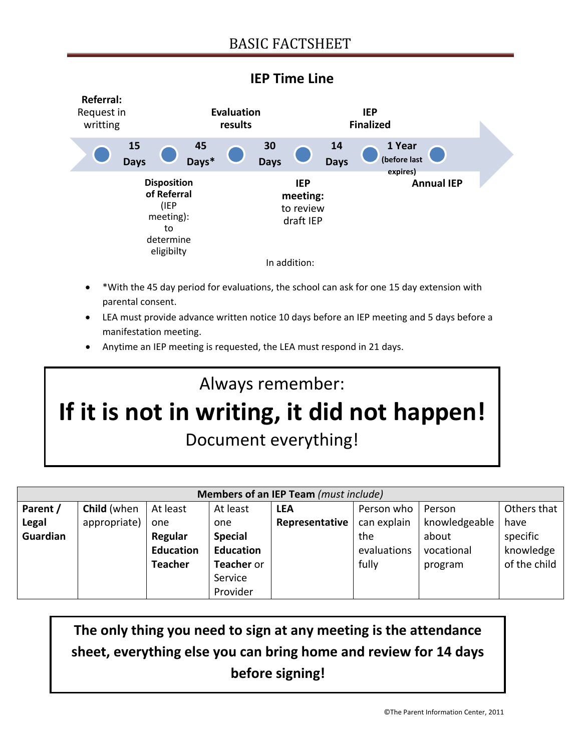# BASIC FACTSHEET

## IEP Time Line

**Referral:** Request in writting

**15 Days**

**Disposition of Referral** (IEP meeting): to determine eligibilty

**45 Days***

**Evaluation results**

**30 Days**

**IEP meeting:** to review draft IEP

**14 Days**

**IEP Finalized**

**1 Year (before last expires)**

**Annual IEP**

In addition:

- *With the 45 day period for evaluations, the school can ask for one 15 day extension with parental consent.
- LEA must provide advance written notice 10 days before an IEP meeting and 5 days before a manifestation meeting.
- Anytime an IEP meeting is requested, the LEA must respond in 21 days.

Always remember:

**If it is not in writing, it did not happen!**

Document everything!

| **Members of an IEP Team** *(must include)* | | | | | | | |
|---|---|---|---|---|---|---|---|
| **Parent / Legal Guardian** | **Child** (when appropriate) | At least one **Regular Education Teacher** | At least one **Special Education Teacher** or Service Provider | **LEA Representative** | Person who can explain the evaluations fully | Person knowledgeable about vocational program | Others that have specific knowledge of the child |

**The only thing you need to sign at any meeting is the attendance sheet, everything else you can bring home and review for 14 days before signing!**

©The Parent Information Center, 2011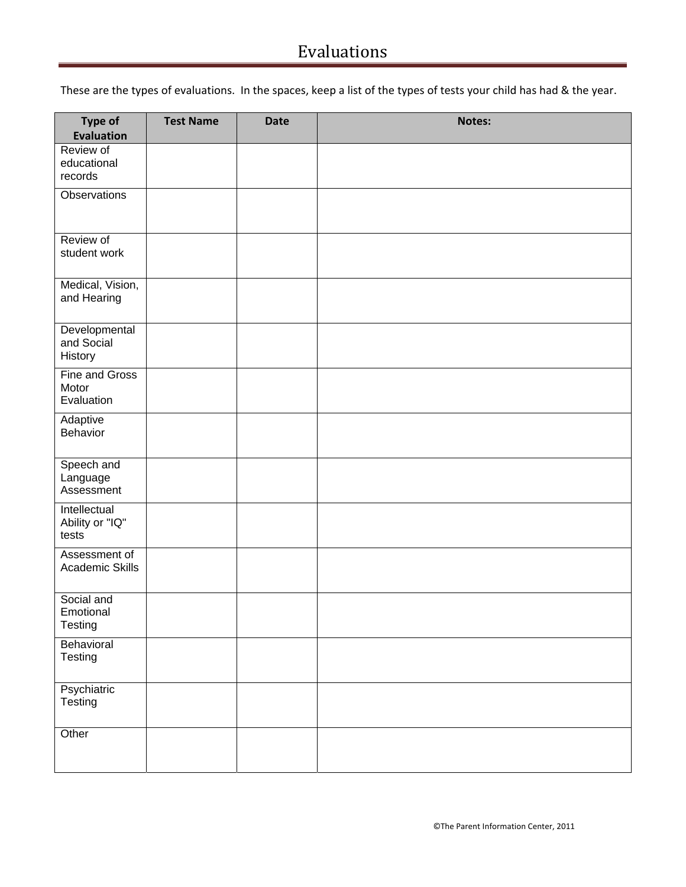# Evaluations

These are the types of evaluations. In the spaces, keep a list of the types of tests your child has had & the year.

| Type of Evaluation | Test Name | Date | Notes: |
| --- | --- | --- | --- |
| Review of educational records | | | |
| Observations | | | |
| Review of student work | | | |
| Medical, Vision, and Hearing | | | |
| Developmental and Social History | | | |
| Fine and Gross Motor Evaluation | | | |
| Adaptive Behavior | | | |
| Speech and Language Assessment | | | |
| Intellectual Ability or "IQ" tests | | | |
| Assessment of Academic Skills | | | |
| Social and Emotional Testing | | | |
| Behavioral Testing | | | |
| Psychiatric Testing | | | |
| Other | | | |

©The Parent Information Center, 2011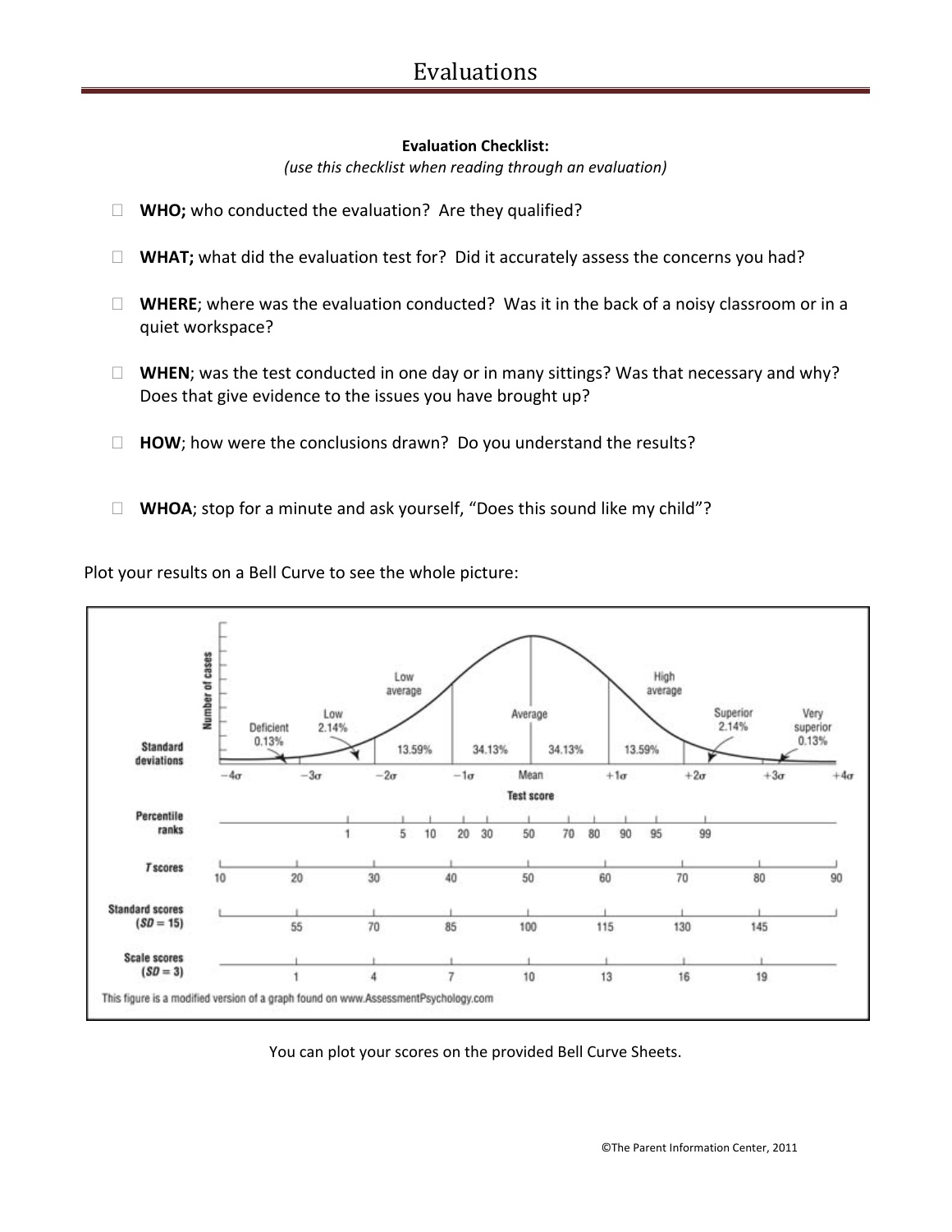# Evaluations

**Evaluation Checklist:**

*(use this checklist when reading through an evaluation)*

- **WHO;** who conducted the evaluation? Are they qualified?
- **WHAT;** what did the evaluation test for? Did it accurately assess the concerns you had?
- **WHERE**; where was the evaluation conducted? Was it in the back of a noisy classroom or in a quiet workspace?
- **WHEN**; was the test conducted in one day or in many sittings? Was that necessary and why? Does that give evidence to the issues you have brought up?
- **HOW**; how were the conclusions drawn? Do you understand the results?
- **WHOA**; stop for a minute and ask yourself, "Does this sound like my child"?

Plot your results on a Bell Curve to see the whole picture:

This figure is a modified version of a graph found on www.AssessmentPsychology.com

You can plot your scores on the provided Bell Curve Sheets.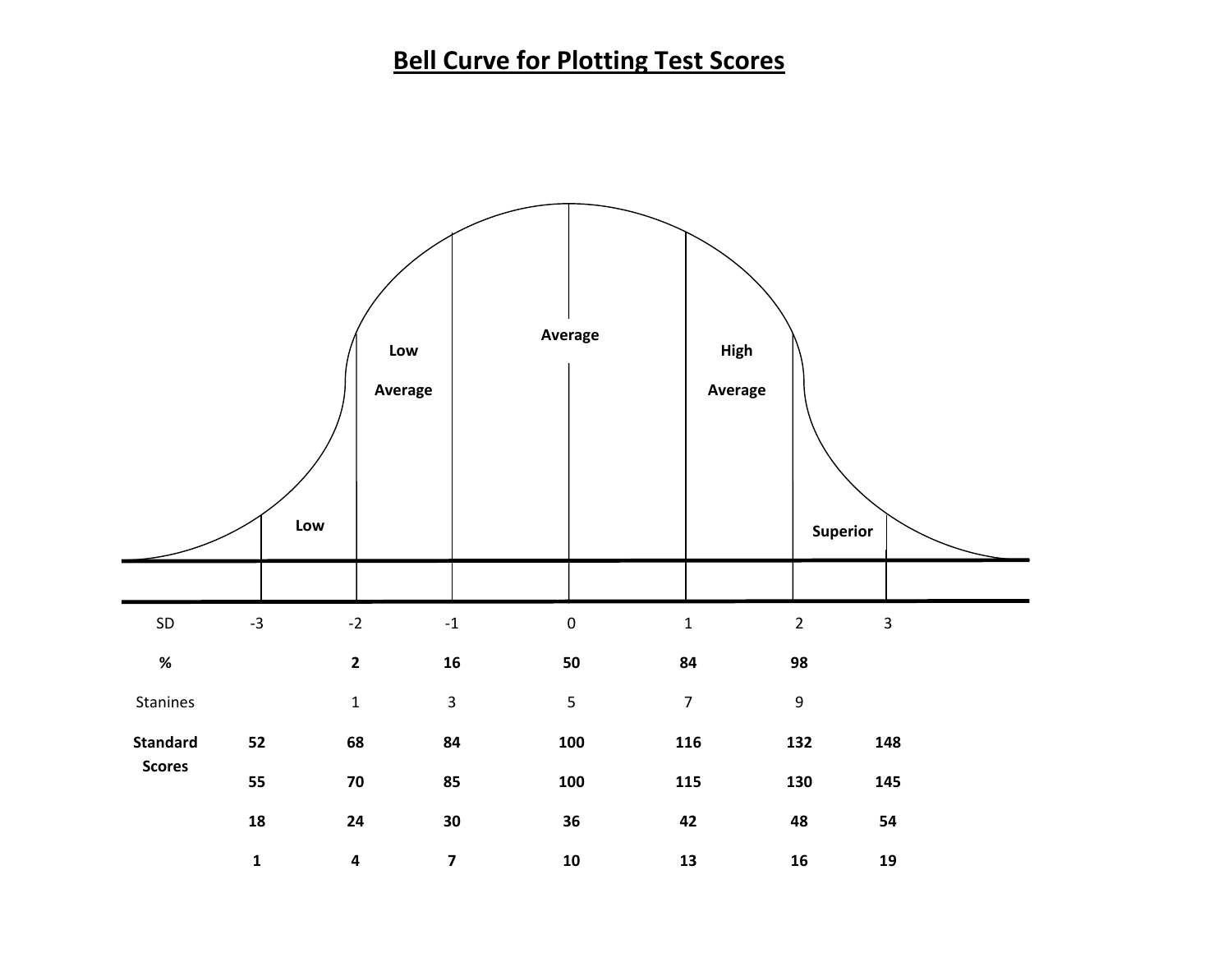# Bell Curve for Plotting Test Scores

Low | Low Average | Average | High Average | Superior

| SD | -3 | -2 | -1 | 0 | 1 | 2 | 3 |
|---|---|---|---|---|---|---|---|
| **%** | | **2** | **16** | **50** | **84** | **98** | |
| Stanines | | 1 | 3 | 5 | 7 | 9 | |
| **Standard Scores** | **52** | **68** | **84** | **100** | **116** | **132** | **148** |
| | **55** | **70** | **85** | **100** | **115** | **130** | **145** |
| | **18** | **24** | **30** | **36** | **42** | **48** | **54** |
| | **1** | **4** | **7** | **10** | **13** | **16** | **19** |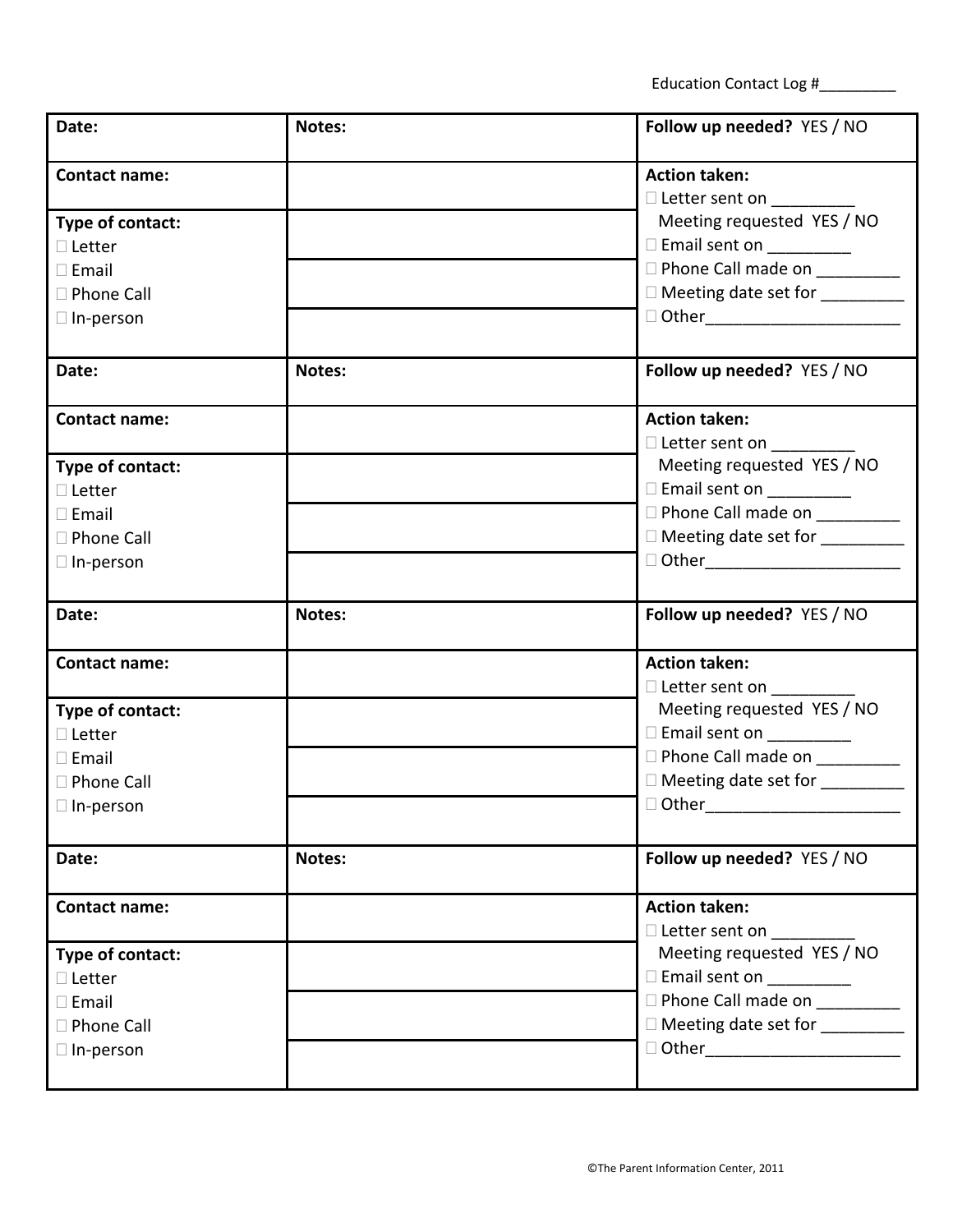Education Contact Log #_________

| **Date:** | **Notes:** | **Follow up needed?** YES / NO |
|---|---|---|
| **Contact name:** | | **Action taken:**<br>□ Letter sent on _________<br>Meeting requested YES / NO<br>□ Email sent on _________<br>□ Phone Call made on _________<br>□ Meeting date set for _________<br>□ Other______________________ |
| **Type of contact:**<br>□ Letter<br>□ Email<br>□ Phone Call<br>□ In-person | | |
| **Date:** | **Notes:** | **Follow up needed?** YES / NO |
| **Contact name:** | | **Action taken:**<br>□ Letter sent on _________<br>Meeting requested YES / NO<br>□ Email sent on _________<br>□ Phone Call made on _________<br>□ Meeting date set for _________<br>□ Other______________________ |
| **Type of contact:**<br>□ Letter<br>□ Email<br>□ Phone Call<br>□ In-person | | |
| **Date:** | **Notes:** | **Follow up needed?** YES / NO |
| **Contact name:** | | **Action taken:**<br>□ Letter sent on _________<br>Meeting requested YES / NO<br>□ Email sent on _________<br>□ Phone Call made on _________<br>□ Meeting date set for _________<br>□ Other______________________ |
| **Type of contact:**<br>□ Letter<br>□ Email<br>□ Phone Call<br>□ In-person | | |
| **Date:** | **Notes:** | **Follow up needed?** YES / NO |
| **Contact name:** | | **Action taken:**<br>□ Letter sent on _________<br>Meeting requested YES / NO<br>□ Email sent on _________<br>□ Phone Call made on _________<br>□ Meeting date set for _________<br>□ Other______________________ |
| **Type of contact:**<br>□ Letter<br>□ Email<br>□ Phone Call<br>□ In-person | | |

©The Parent Information Center, 2011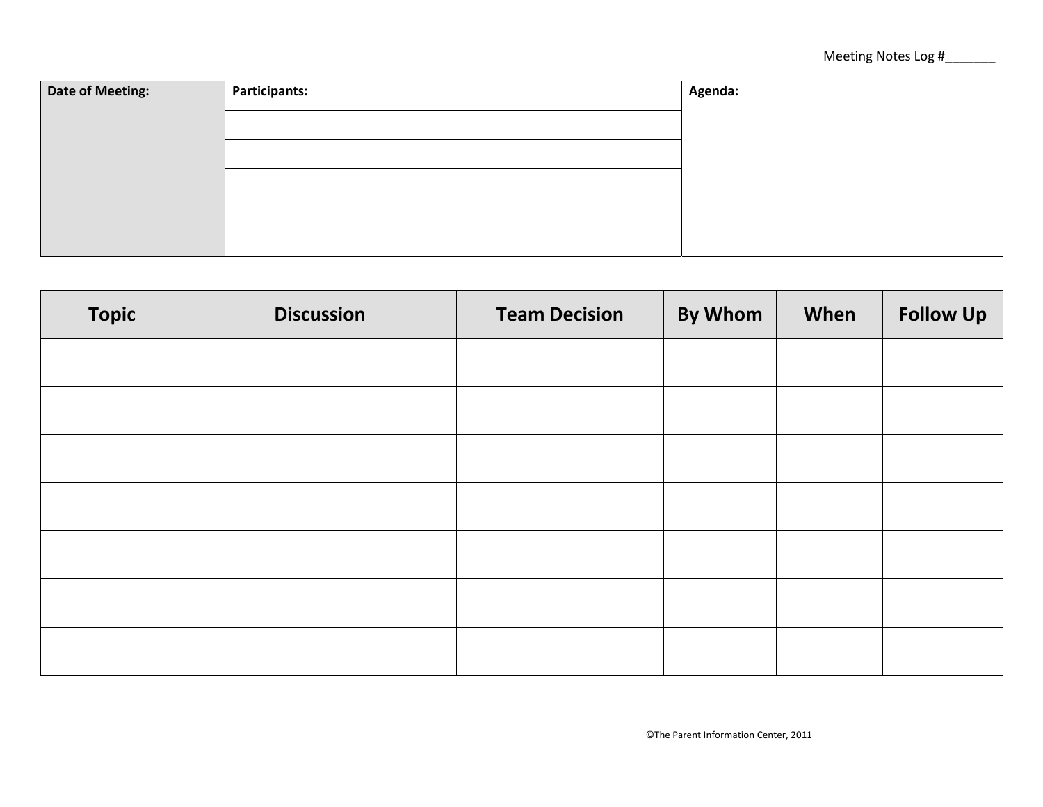Meeting Notes Log #_______

| Date of Meeting: | Participants: | Agenda: |
|---|---|---|
| | | |
| | | |
| | | |
| | | |
| | | |

| Topic | Discussion | Team Decision | By Whom | When | Follow Up |
|---|---|---|---|---|---|
| | | | | | |
| | | | | | |
| | | | | | |
| | | | | | |
| | | | | | |
| | | | | | |
| | | | | | |

©The Parent Information Center, 2011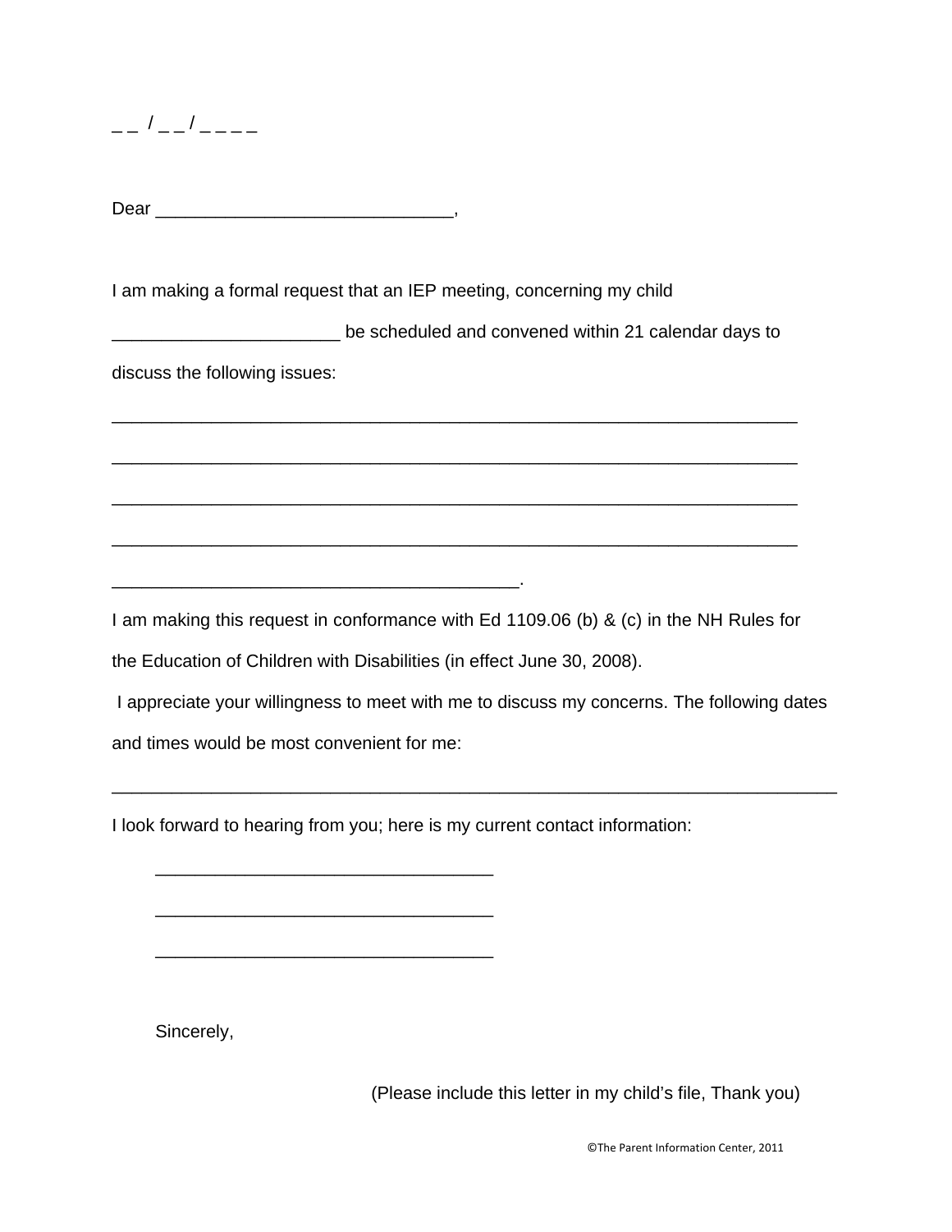_ _ / _ _ / _ _ _ _

Dear ______________________________,

I am making a formal request that an IEP meeting, concerning my child _______________________ be scheduled and convened within 21 calendar days to discuss the following issues:

______________________________________________________________________

______________________________________________________________________

______________________________________________________________________

______________________________________________________________________

_________________________________________.

I am making this request in conformance with Ed 1109.06 (b) & (c) in the NH Rules for the Education of Children with Disabilities (in effect June 30, 2008).

I appreciate your willingness to meet with me to discuss my concerns. The following dates and times would be most convenient for me:

__________________________________________________________________________

I look forward to hearing from you; here is my current contact information:

__________________________________

__________________________________

__________________________________

Sincerely,

(Please include this letter in my child's file, Thank you)

©The Parent Information Center, 2011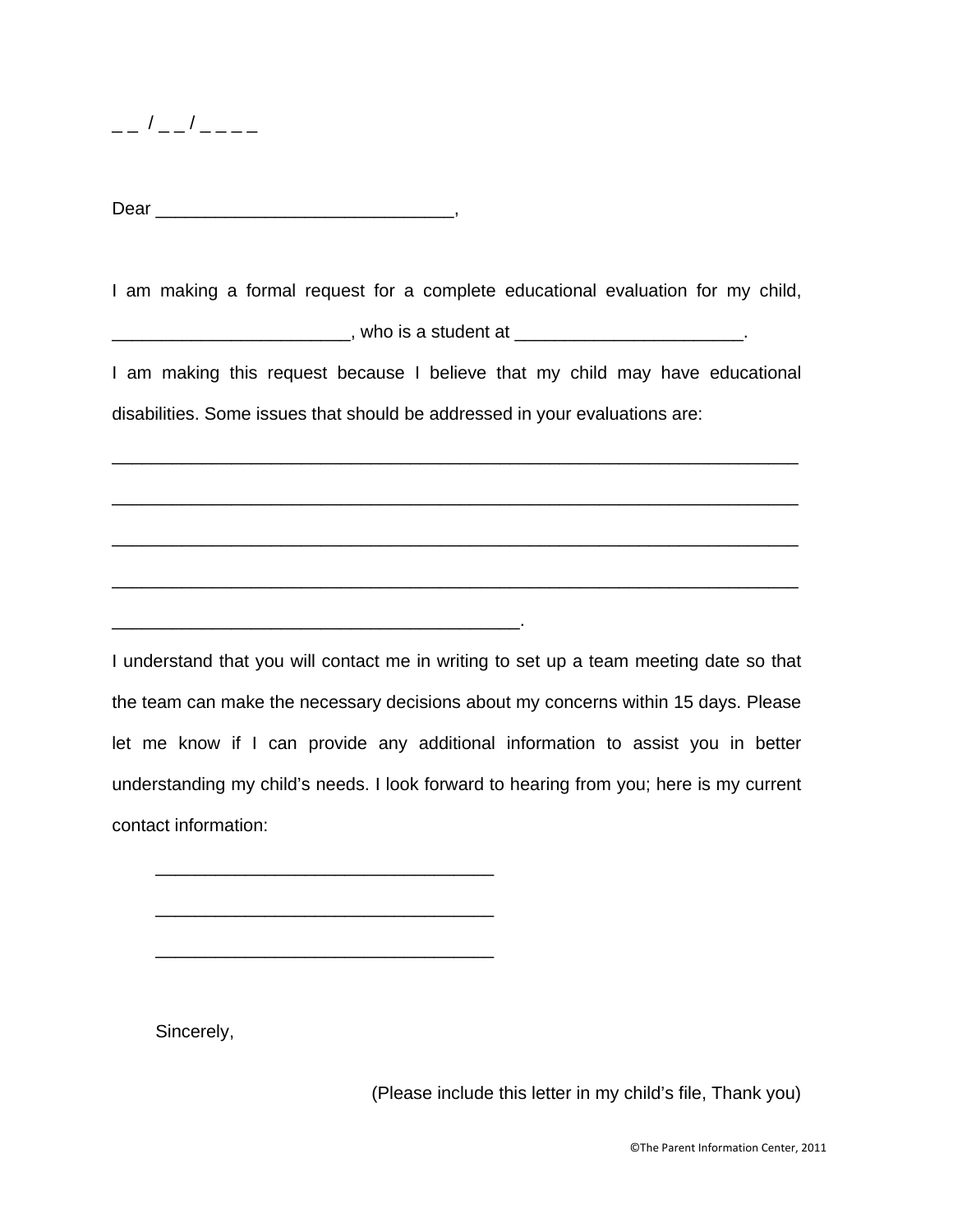_ _ / _ _ / _ _ _ _

Dear ______________________________,

I am making a formal request for a complete educational evaluation for my child, _______________________, who is a student at _______________________.

I am making this request because I believe that my child may have educational disabilities. Some issues that should be addressed in your evaluations are:

______________________________________________________________________

______________________________________________________________________

______________________________________________________________________

______________________________________________________________________

_________________________________________.

I understand that you will contact me in writing to set up a team meeting date so that the team can make the necessary decisions about my concerns within 15 days. Please let me know if I can provide any additional information to assist you in better understanding my child's needs. I look forward to hearing from you; here is my current contact information:

__________________________________

__________________________________

__________________________________

Sincerely,

(Please include this letter in my child's file, Thank you)

©The Parent Information Center, 2011